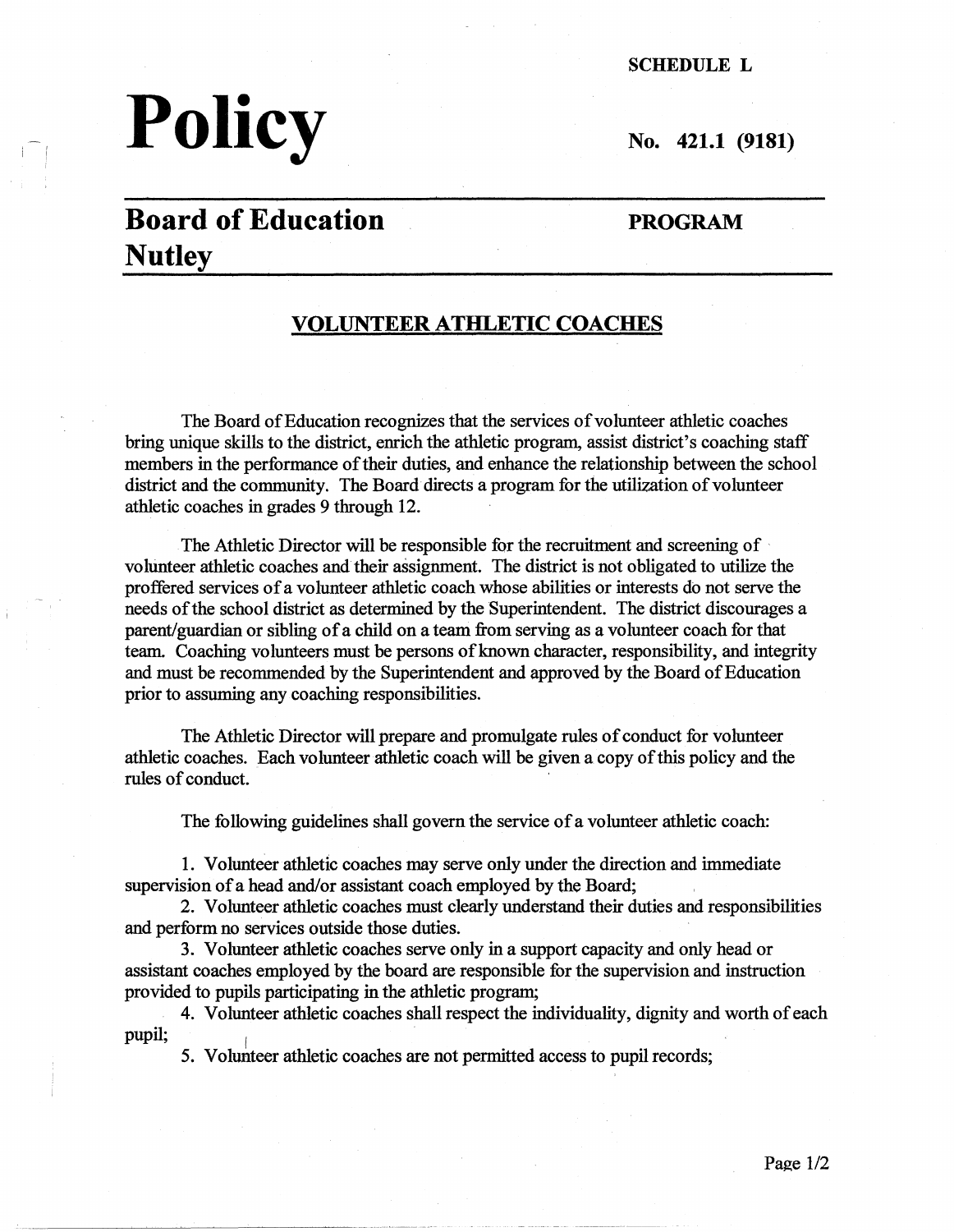SCHEDULE L

# Policy

No. 421.1 (9181)

## Board of Education Nutley

**PROGRAM**

## VOLUNTEER ATHLETIC COACHES

The Board of Education recognizes that the services of volunteer athletic coaches bring unique skills to the district, enrich the athletic program, assist district's coaching staff members in the performance of their duties, and enhance the relationship between the school district and the community. The Board directs a program for the utilization of volunteer athletic coaches in grades 9 through 12.

The Athletic Director will be responsible for the recruitment and screening of volunteer athletic coaches and their assignment. The district is not obligated to utilize the proffered services of a volunteer athletic coach whose abilities or interests do not serve the needs of the school district as determined by the Superintendent. The district discourages a parent/guardian or sibling of a child on a team from serving as a volunteer coach for that team. Coaching volunteers must be persons of known character, responsibility, and integrity and must be recommended by the Superintendent and approved by the Board of Education prior to assuming any coaching responsibilities.

The Athletic Director will prepare and promulgate rules of conduct for volunteer athletic coaches. Each volunteer athletic coach will be given a copy of this policy and the rules of conduct.

The following guidelines shall govern the service of a volunteer athletic coach:

1. Volunteer athletic coaches may serve only under the direction and immediate supervision of a head and/or assistant coach employed by the Board;
2. Volunteer athletic coaches must clearly understand their duties and responsibilities and perform no services outside those duties.
3. Volunteer athletic coaches serve only in a support capacity and only head or assistant coaches employed by the board are responsible for the supervision and instruction provided to pupils participating in the athletic program;
4. Volunteer athletic coaches shall respect the individuality, dignity and worth of each pupil;
5. Volunteer athletic coaches are not permitted access to pupil records;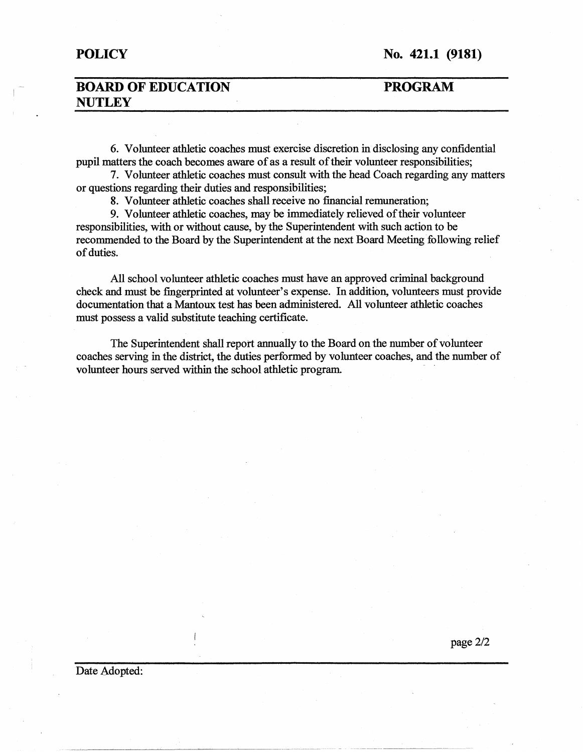6. Volunteer athletic coaches must exercise discretion in disclosing any confidential pupil matters the coach becomes aware of as a result of their volunteer responsibilities;

7. Volunteer athletic coaches must consult with the head Coach regarding any matters or questions regarding their duties and responsibilities;

8. Volunteer athletic coaches shall receive no financial remuneration;

9. Volunteer athletic coaches, may be immediately relieved of their volunteer responsibilities, with or without cause, by the Superintendent with such action to be recommended to the Board by the Superintendent at the next Board Meeting following relief of duties.

All school volunteer athletic coaches must have an approved criminal background check and must be fingerprinted at volunteer's expense. In addition, volunteers must provide documentation that a Mantoux test has been administered. All volunteer athletic coaches must possess a valid substitute teaching certificate.

The Superintendent shall report annually to the Board on the number of volunteer coaches serving in the district, the duties performed by volunteer coaches, and the number of volunteer hours served within the school athletic program.

Date Adopted: